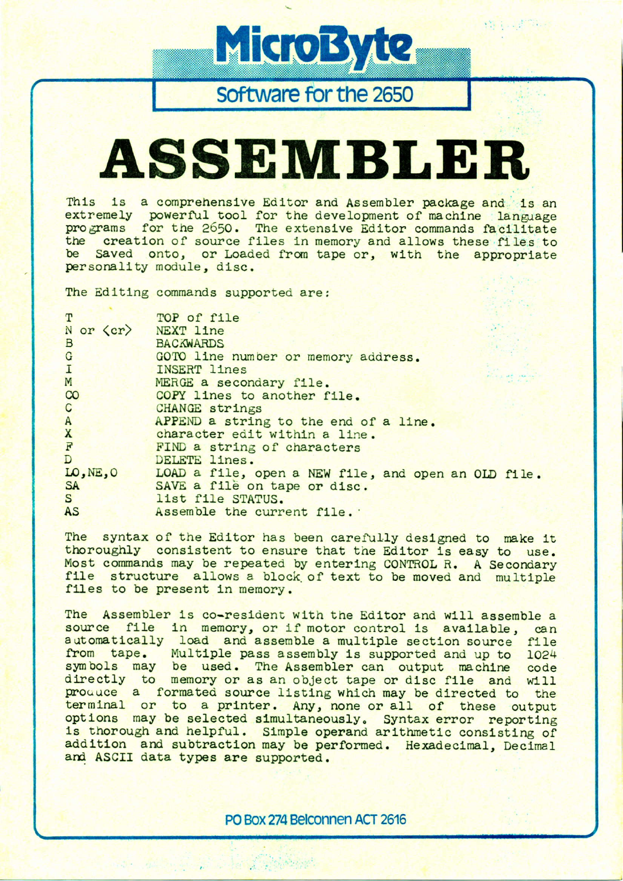# MicroByte

## Software for the 2650

# ASSEMBLER

This is a comprehensive Editor and Assembler package and is an extremely powerful tool for the development of machine language programs for the 2650. The extensive Editor commands facilitate the creation of source files in memory and allows these files to be Saved onto, or Loaded from tape or, with the appropriate personality module, disc.

The Editing commands supported are:

| | |
|---|---|
| T | TOP of file |
| N or <cr> | NEXT line |
| B | BACKWARDS |
| G | GOTO line number or memory address. |
| I | INSERT lines |
| M | MERGE a secondary file. |
| CO | COPY lines to another file. |
| C | CHANGE strings |
| A | APPEND a string to the end of a line. |
| X | character edit within a line. |
| F | FIND a string of characters |
| D | DELETE lines. |
| LO,NE,O | LOAD a file, open a NEW file, and open an OLD file. |
| SA | SAVE a file on tape or disc. |
| S | list file STATUS. |
| AS | Assemble the current file. |

The syntax of the Editor has been carefully designed to make it thoroughly consistent to ensure that the Editor is easy to use. Most commands may be repeated by entering CONTROL R. A Secondary file structure allows a block of text to be moved and multiple files to be present in memory.

The Assembler is co-resident with the Editor and will assemble a source file in memory, or if motor control is available, can automatically load and assemble a multiple section source file from tape. Multiple pass assembly is supported and up to 1024 symbols may be used. The Assembler can output machine code directly to memory or as an object tape or disc file and will produce a formated source listing which may be directed to the terminal or to a printer. Any, none or all of these output options may be selected simultaneously. Syntax error reporting is thorough and helpful. Simple operand arithmetic consisting of addition and subtraction may be performed. Hexadecimal, Decimal and ASCII data types are supported.

PO Box 274 Belconnen ACT 2616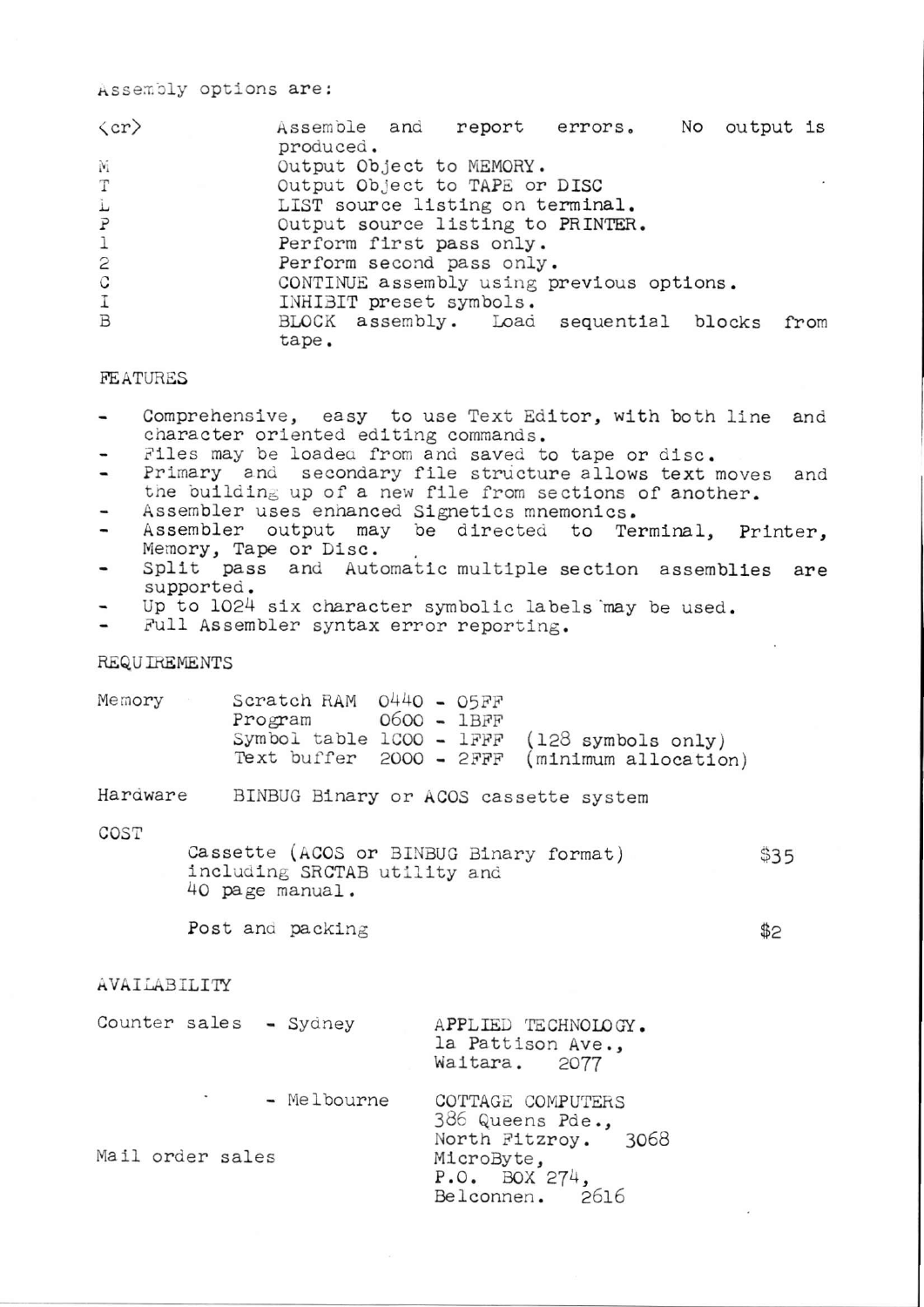Assembly options are:

| | |
|---|---|
| <cr> | Assemble and report errors. No output is produced. |
| M | Output Object to MEMORY. |
| T | Output Object to TAPE or DISC |
| L | LIST source listing on terminal. |
| P | Output source listing to PRINTER. |
| 1 | Perform first pass only. |
| 2 | Perform second pass only. |
| C | CONTINUE assembly using previous options. |
| I | INHIBIT preset symbols. |
| B | BLOCK assembly. Load sequential blocks from tape. |

FEATURES

- Comprehensive, easy to use Text Editor, with both line and character oriented editing commands.
- Files may be loaded from and saved to tape or disc.
- Primary and secondary file structure allows text moves and the building up of a new file from sections of another.
- Assembler uses enhanced Signetics mnemonics.
- Assembler output may be directed to Terminal, Printer, Memory, Tape or Disc.
- Split pass and Automatic multiple section assemblies are supported.
- Up to 1024 six character symbolic labels may be used.
- Full Assembler syntax error reporting.

REQUIREMENTS

| | | | |
|---|---|---|---|
| Memory | Scratch RAM | 0440 - 05FF | |
| | Program | 0600 - 1BFF | |
| | Symbol table | 1C00 - 1FFF | (128 symbols only) |
| | Text buffer | 2000 - 2FFF | (minimum allocation) |

Hardware BINBUG Binary or ACOS cassette system

COST

| | |
|---|---|
| Cassette (ACOS or BINBUG Binary format) including SRCTAB utility and 40 page manual. | $35 |
| Post and packing | $2 |

AVAILABILITY

| | |
|---|---|
| Counter sales - Sydney | APPLIED TECHNOLOGY. 1a Pattison Ave., Waitara. 2077 |
| - Melbourne | COTTAGE COMPUTERS 386 Queens Pde., North Fitzroy. 3068 |
| Mail order sales | MicroByte, P.O. BOX 274, Belconnen. 2616 |